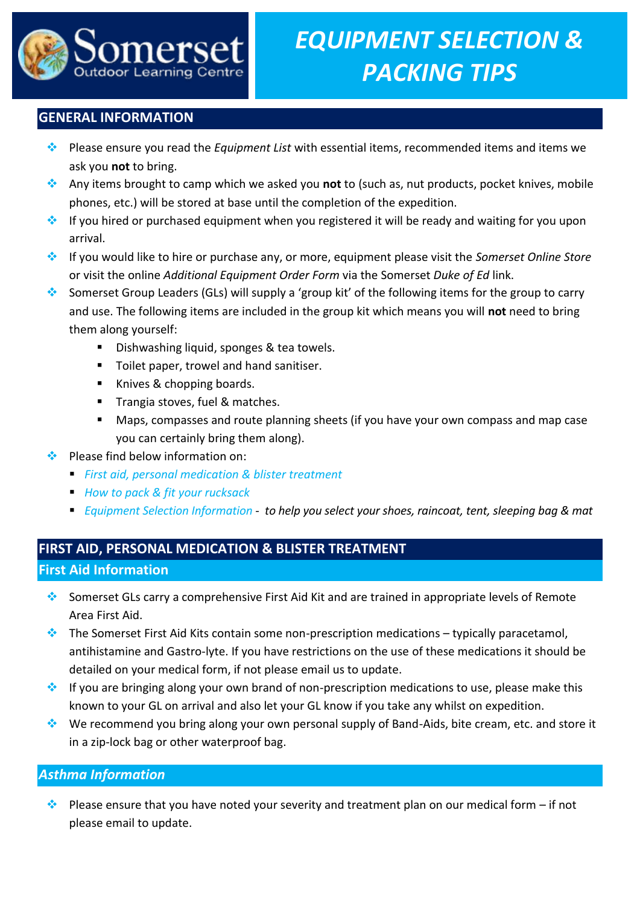Somerset Outdoor Learning Centre

# EQUIPMENT SELECTION & PACKING TIPS

## GENERAL INFORMATION

- Please ensure you read the *Equipment List* with essential items, recommended items and items we ask you **not** to bring.
- Any items brought to camp which we asked you **not** to (such as, nut products, pocket knives, mobile phones, etc.) will be stored at base until the completion of the expedition.
- If you hired or purchased equipment when you registered it will be ready and waiting for you upon arrival.
- If you would like to hire or purchase any, or more, equipment please visit the *Somerset Online Store* or visit the online *Additional Equipment Order Form* via the Somerset *Duke of Ed* link.
- Somerset Group Leaders (GLs) will supply a 'group kit' of the following items for the group to carry and use. The following items are included in the group kit which means you will **not** need to bring them along yourself:
  - Dishwashing liquid, sponges & tea towels.
  - Toilet paper, trowel and hand sanitiser.
  - Knives & chopping boards.
  - Trangia stoves, fuel & matches.
  - Maps, compasses and route planning sheets (if you have your own compass and map case you can certainly bring them along).
- Please find below information on:
  - *First aid, personal medication & blister treatment*
  - *How to pack & fit your rucksack*
  - *Equipment Selection Information* - *to help you select your shoes, raincoat, tent, sleeping bag & mat*

## FIRST AID, PERSONAL MEDICATION & BLISTER TREATMENT

### First Aid Information

- Somerset GLs carry a comprehensive First Aid Kit and are trained in appropriate levels of Remote Area First Aid.
- The Somerset First Aid Kits contain some non-prescription medications – typically paracetamol, antihistamine and Gastro-lyte. If you have restrictions on the use of these medications it should be detailed on your medical form, if not please email us to update.
- If you are bringing along your own brand of non-prescription medications to use, please make this known to your GL on arrival and also let your GL know if you take any whilst on expedition.
- We recommend you bring along your own personal supply of Band-Aids, bite cream, etc. and store it in a zip-lock bag or other waterproof bag.

### *Asthma Information*

- Please ensure that you have noted your severity and treatment plan on our medical form – if not please email to update.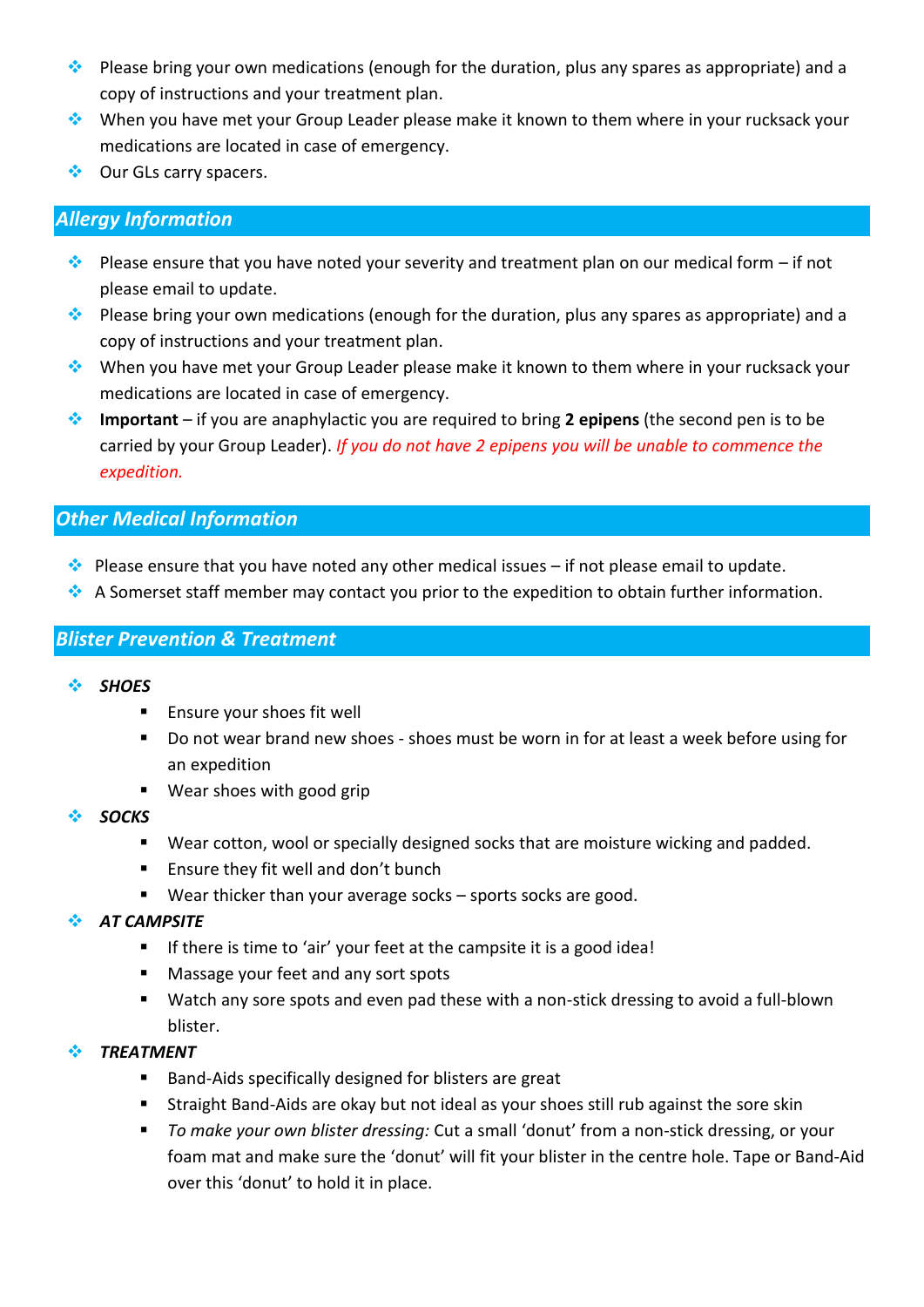- Please bring your own medications (enough for the duration, plus any spares as appropriate) and a copy of instructions and your treatment plan.
- When you have met your Group Leader please make it known to them where in your rucksack your medications are located in case of emergency.
- Our GLs carry spacers.

## *Allergy Information*

- Please ensure that you have noted your severity and treatment plan on our medical form – if not please email to update.
- Please bring your own medications (enough for the duration, plus any spares as appropriate) and a copy of instructions and your treatment plan.
- When you have met your Group Leader please make it known to them where in your rucksack your medications are located in case of emergency.
- **Important** – if you are anaphylactic you are required to bring **2 epipens** (the second pen is to be carried by your Group Leader). *If you do not have 2 epipens you will be unable to commence the expedition.*

## *Other Medical Information*

- Please ensure that you have noted any other medical issues – if not please email to update.
- A Somerset staff member may contact you prior to the expedition to obtain further information.

## *Blister Prevention & Treatment*

- ***SHOES***
  - Ensure your shoes fit well
  - Do not wear brand new shoes - shoes must be worn in for at least a week before using for an expedition
  - Wear shoes with good grip
- ***SOCKS***
  - Wear cotton, wool or specially designed socks that are moisture wicking and padded.
  - Ensure they fit well and don't bunch
  - Wear thicker than your average socks – sports socks are good.
- ***AT CAMPSITE***
  - If there is time to 'air' your feet at the campsite it is a good idea!
  - Massage your feet and any sort spots
  - Watch any sore spots and even pad these with a non-stick dressing to avoid a full-blown blister.
- ***TREATMENT***
  - Band-Aids specifically designed for blisters are great
  - Straight Band-Aids are okay but not ideal as your shoes still rub against the sore skin
  - *To make your own blister dressing:* Cut a small 'donut' from a non-stick dressing, or your foam mat and make sure the 'donut' will fit your blister in the centre hole. Tape or Band-Aid over this 'donut' to hold it in place.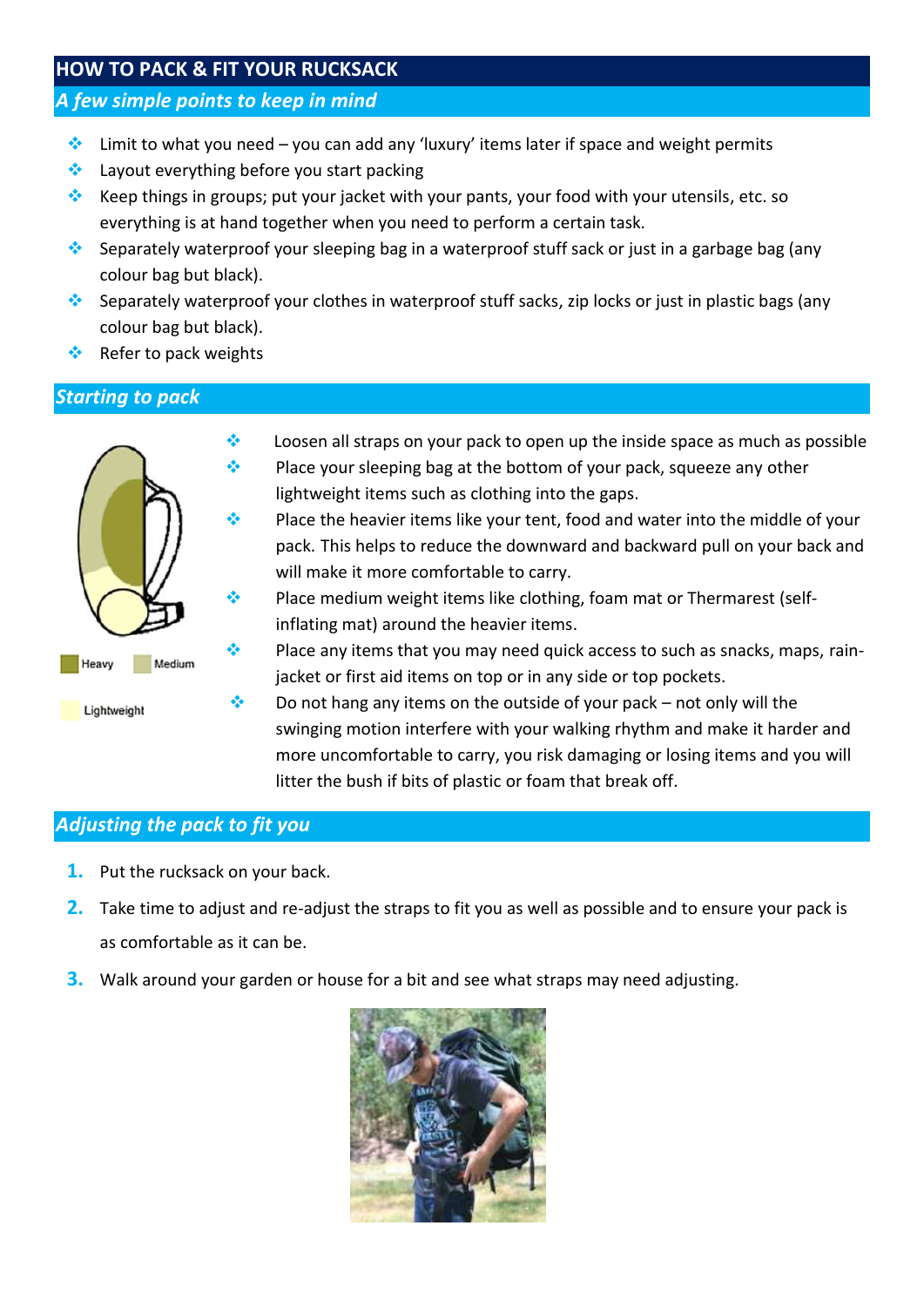## HOW TO PACK & FIT YOUR RUCKSACK

### *A few simple points to keep in mind*

- Limit to what you need – you can add any 'luxury' items later if space and weight permits
- Layout everything before you start packing
- Keep things in groups; put your jacket with your pants, your food with your utensils, etc. so everything is at hand together when you need to perform a certain task.
- Separately waterproof your sleeping bag in a waterproof stuff sack or just in a garbage bag (any colour bag but black).
- Separately waterproof your clothes in waterproof stuff sacks, zip locks or just in plastic bags (any colour bag but black).
- Refer to pack weights

### *Starting to pack*

Heavy Medium

Lightweight

- Loosen all straps on your pack to open up the inside space as much as possible
- Place your sleeping bag at the bottom of your pack, squeeze any other lightweight items such as clothing into the gaps.
- Place the heavier items like your tent, food and water into the middle of your pack. This helps to reduce the downward and backward pull on your back and will make it more comfortable to carry.
- Place medium weight items like clothing, foam mat or Thermarest (self-inflating mat) around the heavier items.
- Place any items that you may need quick access to such as snacks, maps, rain-jacket or first aid items on top or in any side or top pockets.
- Do not hang any items on the outside of your pack – not only will the swinging motion interfere with your walking rhythm and make it harder and more uncomfortable to carry, you risk damaging or losing items and you will litter the bush if bits of plastic or foam that break off.

### *Adjusting the pack to fit you*

1. Put the rucksack on your back.
2. Take time to adjust and re-adjust the straps to fit you as well as possible and to ensure your pack is as comfortable as it can be.
3. Walk around your garden or house for a bit and see what straps may need adjusting.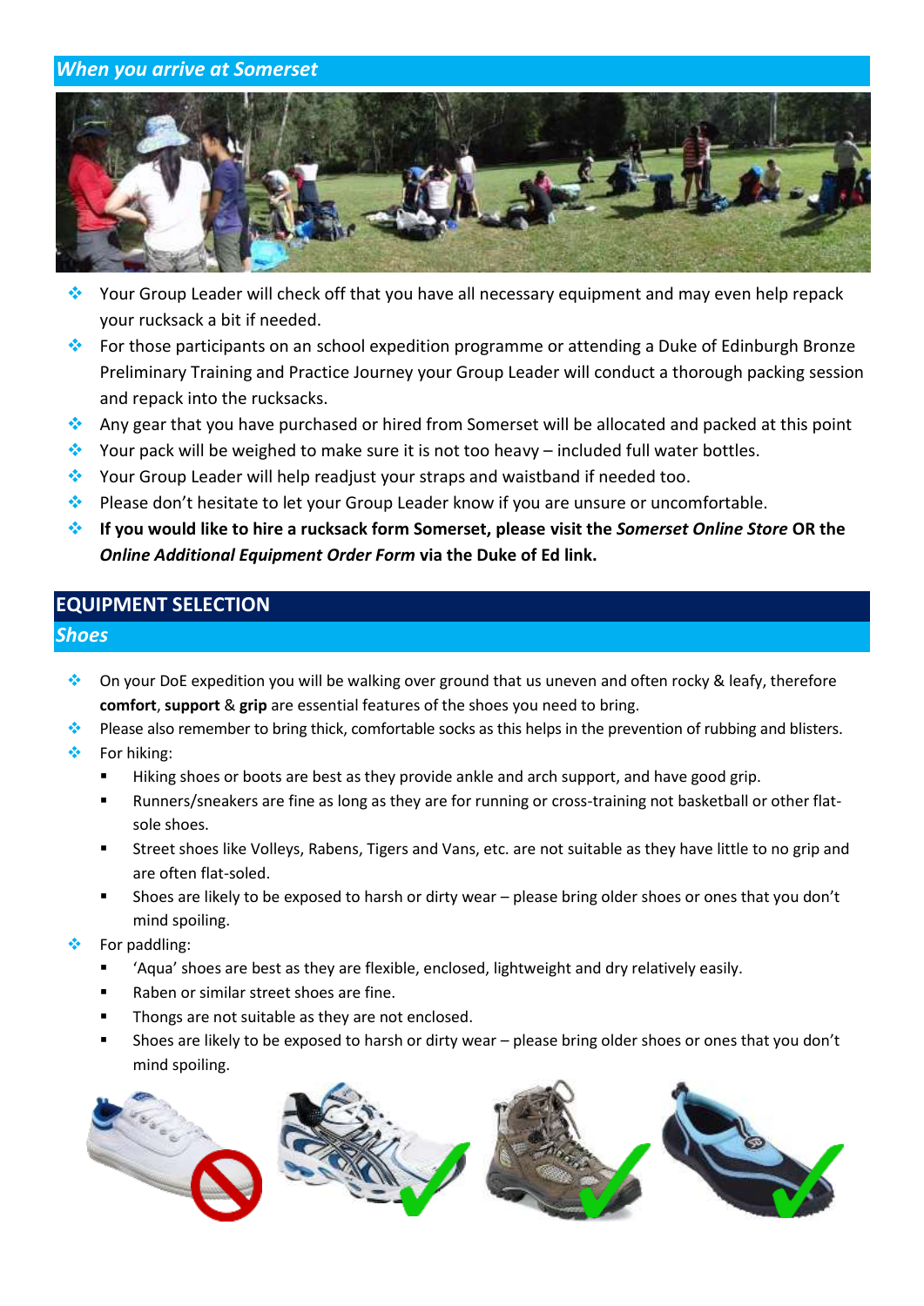## *When you arrive at Somerset*

- Your Group Leader will check off that you have all necessary equipment and may even help repack your rucksack a bit if needed.
- For those participants on an school expedition programme or attending a Duke of Edinburgh Bronze Preliminary Training and Practice Journey your Group Leader will conduct a thorough packing session and repack into the rucksacks.
- Any gear that you have purchased or hired from Somerset will be allocated and packed at this point
- Your pack will be weighed to make sure it is not too heavy – included full water bottles.
- Your Group Leader will help readjust your straps and waistband if needed too.
- Please don't hesitate to let your Group Leader know if you are unsure or uncomfortable.
- **If you would like to hire a rucksack form Somerset, please visit the *Somerset Online Store* OR the *Online Additional Equipment Order Form* via the Duke of Ed link.**

# EQUIPMENT SELECTION

## *Shoes*

- On your DoE expedition you will be walking over ground that us uneven and often rocky & leafy, therefore **comfort**, **support** & **grip** are essential features of the shoes you need to bring.
- Please also remember to bring thick, comfortable socks as this helps in the prevention of rubbing and blisters.
- For hiking:
  - Hiking shoes or boots are best as they provide ankle and arch support, and have good grip.
  - Runners/sneakers are fine as long as they are for running or cross-training not basketball or other flat-sole shoes.
  - Street shoes like Volleys, Rabens, Tigers and Vans, etc. are not suitable as they have little to no grip and are often flat-soled.
  - Shoes are likely to be exposed to harsh or dirty wear – please bring older shoes or ones that you don't mind spoiling.
- For paddling:
  - 'Aqua' shoes are best as they are flexible, enclosed, lightweight and dry relatively easily.
  - Raben or similar street shoes are fine.
  - Thongs are not suitable as they are not enclosed.
  - Shoes are likely to be exposed to harsh or dirty wear – please bring older shoes or ones that you don't mind spoiling.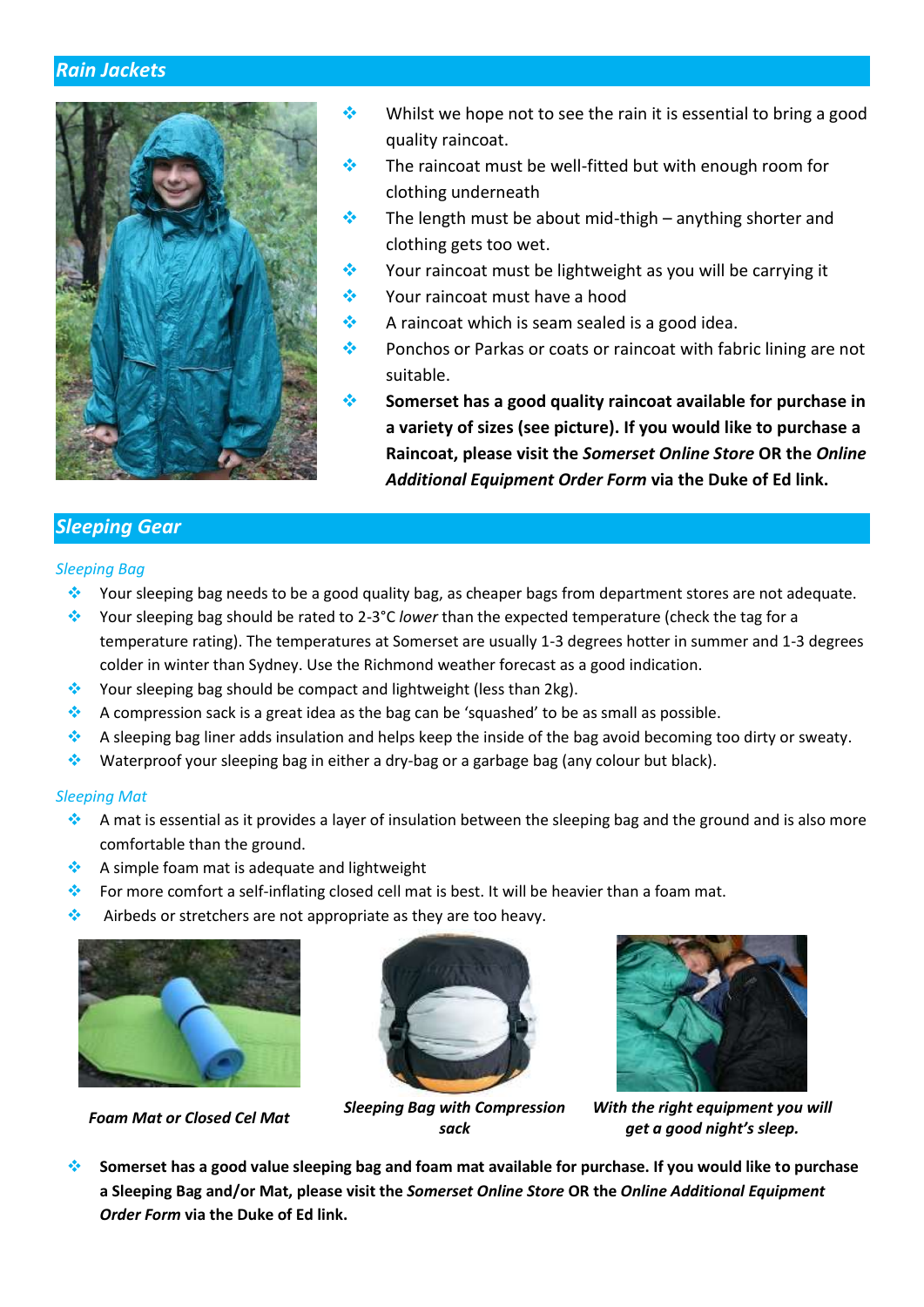## *Rain Jackets*

- Whilst we hope not to see the rain it is essential to bring a good quality raincoat.
- The raincoat must be well-fitted but with enough room for clothing underneath
- The length must be about mid-thigh – anything shorter and clothing gets too wet.
- Your raincoat must be lightweight as you will be carrying it
- Your raincoat must have a hood
- A raincoat which is seam sealed is a good idea.
- Ponchos or Parkas or coats or raincoat with fabric lining are not suitable.
- **Somerset has a good quality raincoat available for purchase in a variety of sizes (see picture). If you would like to purchase a Raincoat, please visit the *Somerset Online Store* OR the *Online Additional Equipment Order Form* via the Duke of Ed link.**

## *Sleeping Gear*

### *Sleeping Bag*

- Your sleeping bag needs to be a good quality bag, as cheaper bags from department stores are not adequate.
- Your sleeping bag should be rated to 2-3°C *lower* than the expected temperature (check the tag for a temperature rating). The temperatures at Somerset are usually 1-3 degrees hotter in summer and 1-3 degrees colder in winter than Sydney. Use the Richmond weather forecast as a good indication.
- Your sleeping bag should be compact and lightweight (less than 2kg).
- A compression sack is a great idea as the bag can be 'squashed' to be as small as possible.
- A sleeping bag liner adds insulation and helps keep the inside of the bag avoid becoming too dirty or sweaty.
- Waterproof your sleeping bag in either a dry-bag or a garbage bag (any colour but black).

### *Sleeping Mat*

- A mat is essential as it provides a layer of insulation between the sleeping bag and the ground and is also more comfortable than the ground.
- A simple foam mat is adequate and lightweight
- For more comfort a self-inflating closed cell mat is best. It will be heavier than a foam mat.
- Airbeds or stretchers are not appropriate as they are too heavy.

***Foam Mat or Closed Cel Mat***

***Sleeping Bag with Compression sack***

***With the right equipment you will get a good night's sleep.***

- **Somerset has a good value sleeping bag and foam mat available for purchase. If you would like to purchase a Sleeping Bag and/or Mat, please visit the *Somerset Online Store* OR the *Online Additional Equipment Order Form* via the Duke of Ed link.**